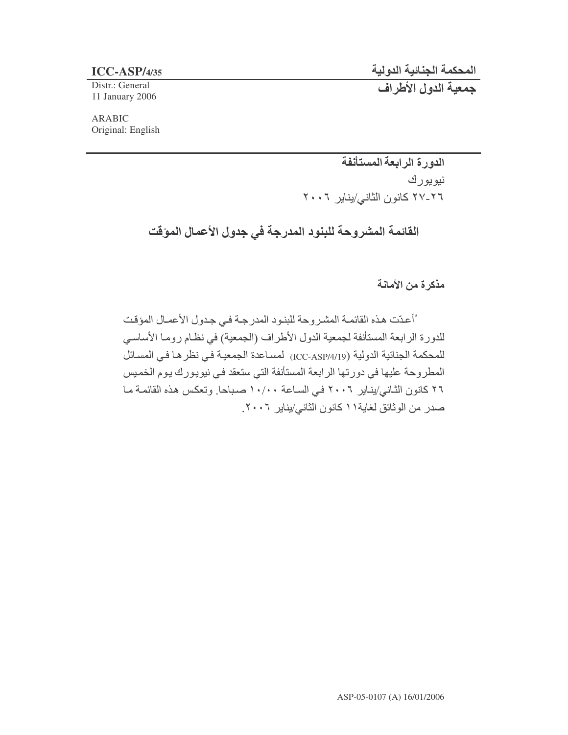**ICC-ASP/4/35**

Distr.: General
11 January 2006

ARABIC
Original: English

**المحكمة الجنائية الدولية**

**جمعية الدول الأطراف**

**الدورة الرابعة المستأنفة**

نيويورك

٢٦-٢٧ كانون الثاني/يناير ٢٠٠٦

## القائمة المشروحة للبنود المدرجة في جدول الأعمال المؤقت

### مذكرة من الأمانة

أُعدّت هذه القائمة المشروحة للبنود المدرجة في جدول الأعمال المؤقت للدورة الرابعة المستأنفة لجمعية الدول الأطراف (الجمعية) في نظام روما الأساسي للمحكمة الجنائية الدولية (ICC-ASP/4/19) لمساعدة الجمعية في نظرها في المسائل المطروحة عليها في دورتها الرابعة المستأنفة التي ستعقد في نيويورك يوم الخميس ٢٦ كانون الثاني/يناير ٢٠٠٦ في الساعة ١٠/٠٠ صباحا. وتعكس هذه القائمة ما صدر من الوثائق لغاية ١١ كانون الثاني/يناير ٢٠٠٦.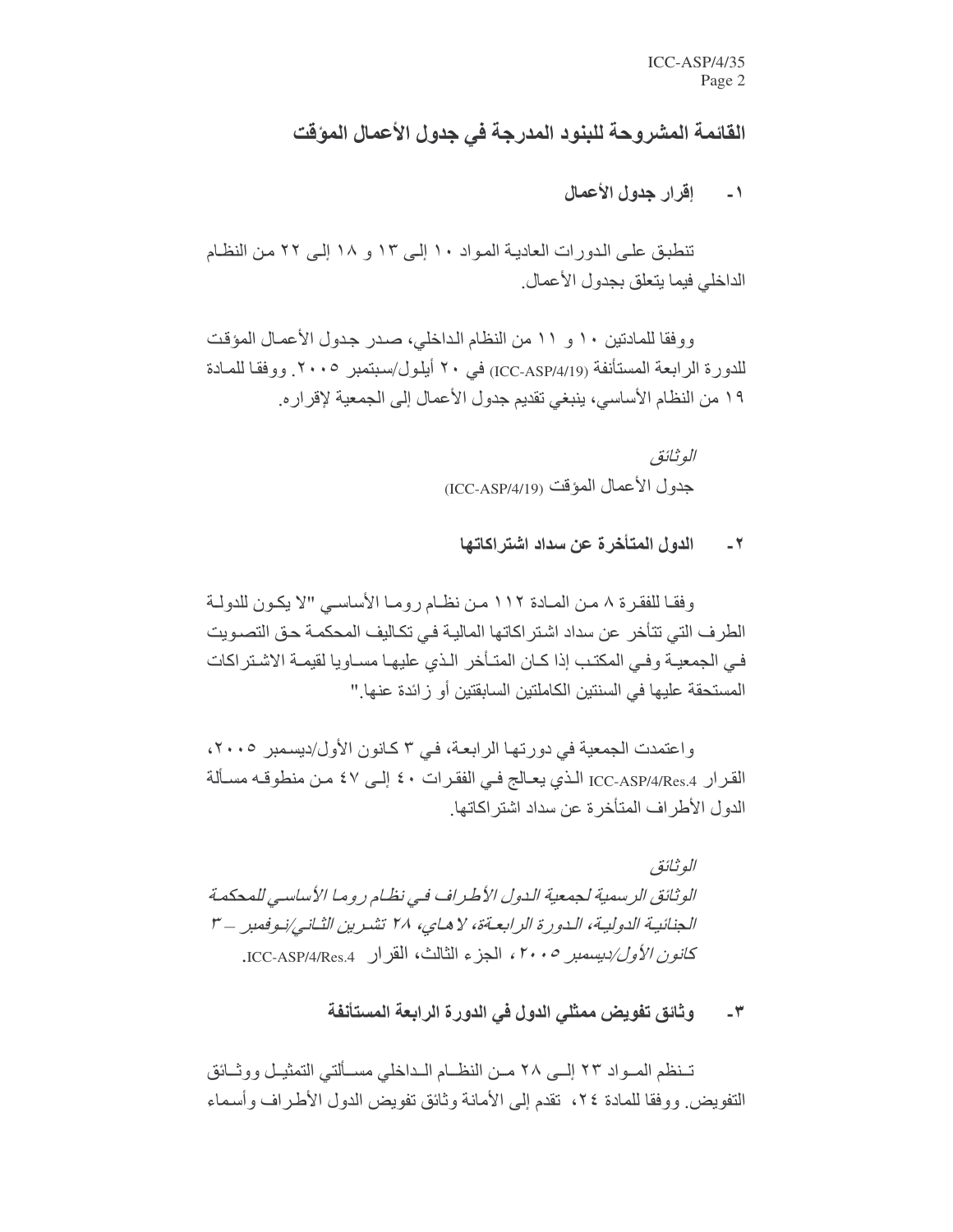## القائمة المشروحة للبنود المدرجة في جدول الأعمال المؤقت

### ١- إقرار جدول الأعمال

تنطبق على الدورات العادية المواد ١٠ إلى ١٣ و ١٨ إلى ٢٢ من النظام الداخلي فيما يتعلق بجدول الأعمال.

ووفقا للمادتين ١٠ و ١١ من النظام الداخلي، صدر جدول الأعمال المؤقت للدورة الرابعة المستأنفة (ICC-ASP/4/19) في ٢٠ أيلول/سبتمبر ٢٠٠٥. ووفقا للمادة ١٩ من النظام الأساسي، ينبغي تقديم جدول الأعمال إلى الجمعية لإقراره.

*الوثائق*

جدول الأعمال المؤقت (ICC-ASP/4/19)

### ٢- الدول المتأخرة عن سداد اشتراكاتها

وفقا للفقرة ٨ من المادة ١١٢ من نظام روما الأساسي "لا يكون للدولة الطرف التي تتأخر عن سداد اشتراكاتها المالية في تكاليف المحكمة حق التصويت في الجمعية وفي المكتب إذا كان المتأخر الذي عليها مساويا لقيمة الاشتراكات المستحقة عليها في السنتين الكاملتين السابقتين أو زائدة عنها."

واعتمدت الجمعية في دورتها الرابعة، في ٣ كانون الأول/ديسمبر ٢٠٠٥، القرار ICC-ASP/4/Res.4 الذي يعالج في الفقرات ٤٠ إلى ٤٧ من منطوقه مسألة الدول الأطراف المتأخرة عن سداد اشتراكاتها.

*الوثائق*

*الوثائق الرسمية لجمعية الدول الأطراف في نظام روما الأساسي للمحكمة الجنائية الدولية، الدورة الرابعة، لاهاي، ٢٨ تشرين الثاني/نوفمبر – ٣ كانون الأول/ديسمبر ٢٠٠٥*، الجزء الثالث، القرار ICC-ASP/4/Res.4.

### ٣- وثائق تفويض ممثلي الدول في الدورة الرابعة المستأنفة

تنظم المواد ٢٣ إلى ٢٨ من النظام الداخلي مسألتي التمثيل ووثائق التفويض. ووفقا للمادة ٢٤، تقدم إلى الأمانة وثائق تفويض الدول الأطراف وأسماء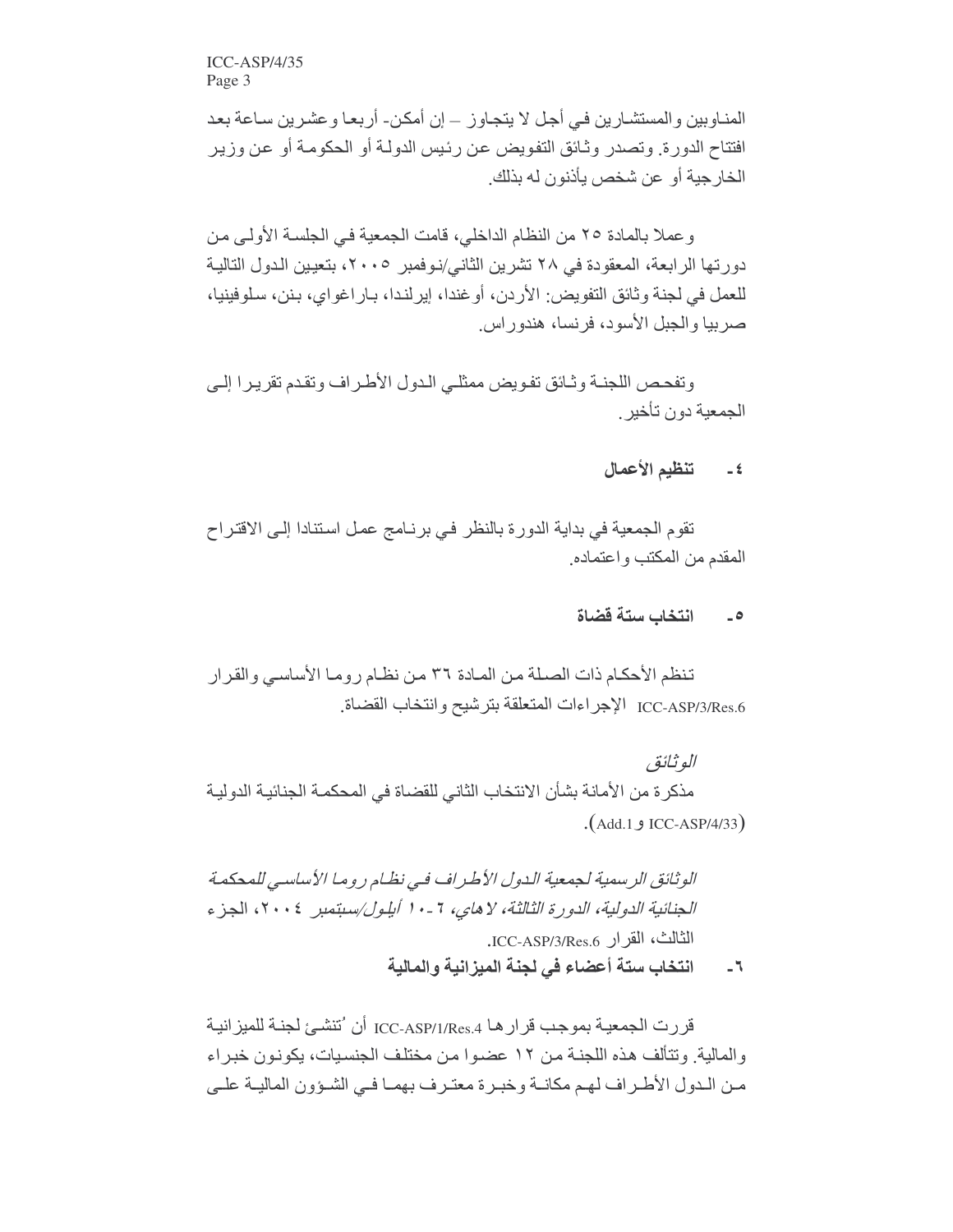المناوبين والمستشارين في أجل لا يتجاوز – إن أمكن- أربعا وعشرين ساعة بعد افتتاح الدورة. وتصدر وثائق التفويض عن رئيس الدولة أو الحكومة أو عن وزير الخارجية أو عن شخص يأذنون له بذلك.

وعملا بالمادة ٢٥ من النظام الداخلي، قامت الجمعية في الجلسة الأولى من دورتها الرابعة، المعقودة في ٢٨ تشرين الثاني/نوفمبر ٢٠٠٥، بتعيين الدول التالية للعمل في لجنة وثائق التفويض: الأردن، أوغندا، إيرلندا، باراغواي، بنن، سلوفينيا، صربيا والجبل الأسود، فرنسا، هندوراس.

وتفحص اللجنة وثائق تفويض ممثلي الدول الأطراف وتقدم تقريرا إلى الجمعية دون تأخير.

## ٤ - تنظيم الأعمال

تقوم الجمعية في بداية الدورة بالنظر في برنامج عمل استنادا إلى الاقتراح المقدم من المكتب واعتماده.

## ٥ - انتخاب ستة قضاة

تنظم الأحكام ذات الصلة من المادة ٣٦ من نظام روما الأساسي والقرار ICC-ASP/3/Res.6 الإجراءات المتعلقة بترشيح وانتخاب القضاة.

*الوثائق*

مذكرة من الأمانة بشأن الانتخاب الثاني للقضاة في المحكمة الجنائية الدولية (ICC-ASP/4/33 وAdd.1).

*الوثائق الرسمية لجمعية الدول الأطراف في نظام روما الأساسي للمحكمة الجنائية الدولية، الدورة الثالثة، لاهاي، ٦-١٠ أيلول/سبتمبر ٢٠٠٤*، الجزء الثالث، القرار ICC-ASP/3/Res.6.

## ٦ - انتخاب ستة أعضاء في لجنة الميزانية والمالية

قررت الجمعية بموجب قرارها ICC-ASP/1/Res.4 أن تُنشئ لجنة للميزانية والمالية. وتتألف هذه اللجنة من ١٢ عضوا من مختلف الجنسيات، يكونون خبراء من الدول الأطراف لهم مكانة وخبرة معترف بهما في الشؤون المالية على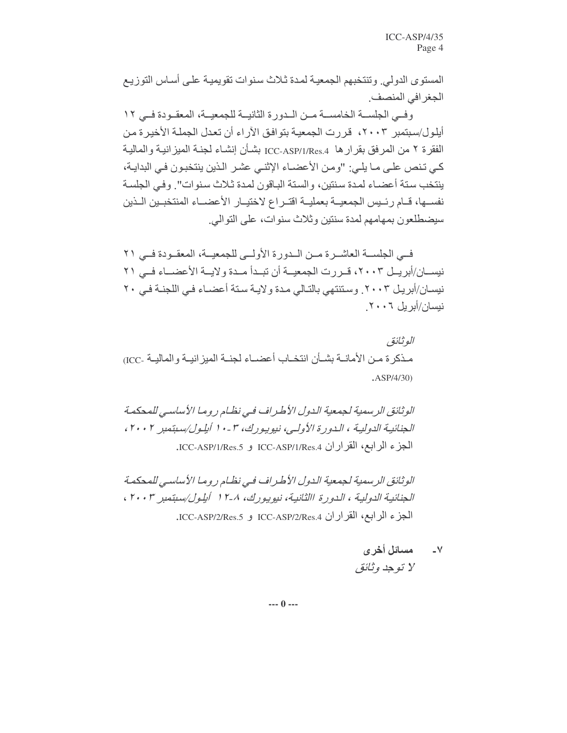المستوى الدولي. وتنتخبهم الجمعية لمدة ثلاث سنوات تقويمية على أساس التوزيع الجغرافي المنصف.

وفي الجلسة الخامسة من الدورة الثانية للجمعية، المعقودة في ١٢ أيلول/سبتمبر ٢٠٠٣، قررت الجمعية بتوافق الآراء أن تعدل الجملة الأخيرة من الفقرة ٢ من المرفق بقرارها ICC-ASP/1/Res.4 بشأن إنشاء لجنة الميزانية والمالية كي تنص على ما يلي: "ومن الأعضاء الإثني عشر الذين ينتخبون في البداية، ينتخب ستة أعضاء لمدة سنتين، والستة الباقون لمدة ثلاث سنوات". وفي الجلسة نفسها، قام رئيس الجمعية بعملية اقتراع لاختيار الأعضاء المنتخبين الذين سيضطلعون بمهامهم لمدة سنتين وثلاث سنوات، على التوالي.

في الجلسة العاشرة من الدورة الأولى للجمعية، المعقودة في ٢١ نيسان/أبريل ٢٠٠٣، قررت الجمعية أن تبدأ مدة ولاية الأعضاء في ٢١ نيسان/أبريل ٢٠٠٣. وستنتهي بالتالي مدة ولاية ستة أعضاء في اللجنة في ٢٠ نيسان/أبريل ٢٠٠٦.

*الوثائق*

مذكرة من الأمانة بشأن انتخاب أعضاء لجنة الميزانية والمالية (ICC-ASP/4/30).

*الوثائق الرسمية لجمعية الدول الأطراف في نظام روما الأساسي للمحكمة الجنائية الدولية ، الدورة الأولى، نيويورك، ٣-١٠ أيلول/سبتمبر ٢٠٠٢،* الجزء الرابع، القراران ICC-ASP/1/Res.4 و ICC-ASP/1/Res.5.

*الوثائق الرسمية لجمعية الدول الأطراف في نظام روما الأساسي للمحكمة الجنائية الدولية ، الدورة االثانية، نيويورك، ٨-١٢ أيلول/سبتمبر ٢٠٠٣ ،* الجزء الرابع، القراران ICC-ASP/2/Res.4 و ICC-ASP/2/Res.5.

٧- **مسائل أخرى**

*لا توجد وثائق*

--- 0 ---